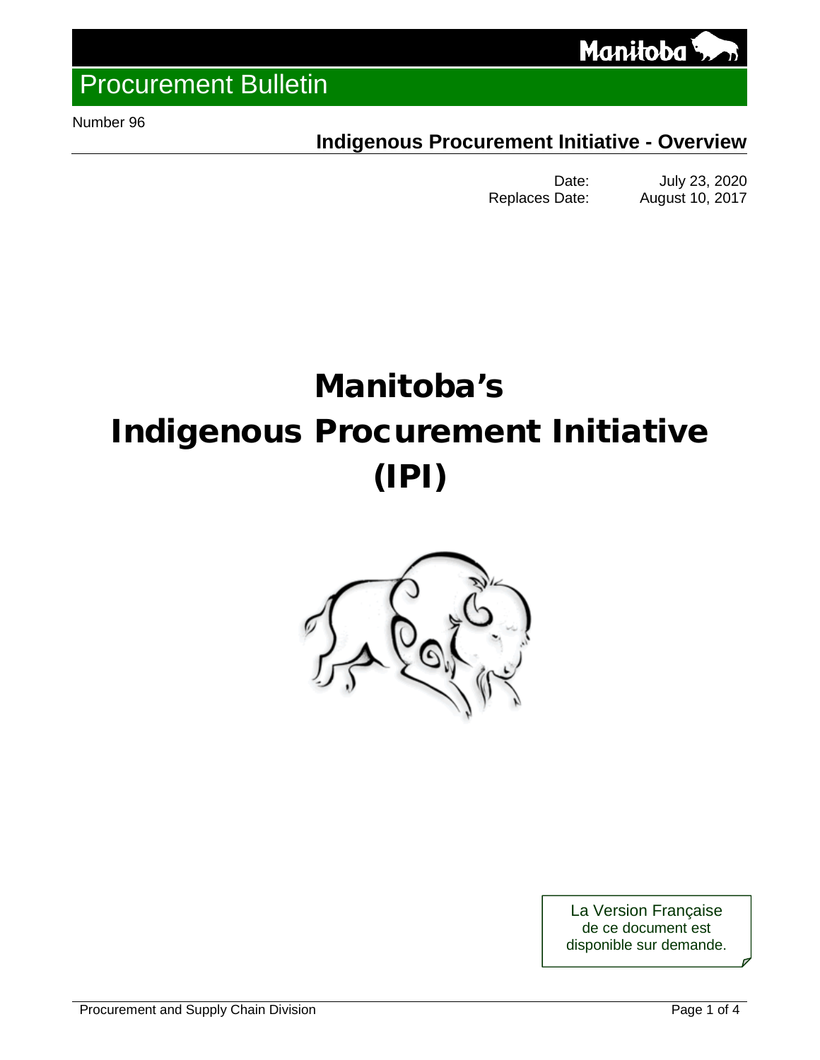# Procurement Bulletin

Number 96

## Indigenous Procurement Initiative - Overview

Date: July 23, 2020
Replaces Date: August 10, 2017

# Manitoba's Indigenous Procurement Initiative (IPI)

La Version Française de ce document est disponible sur demande.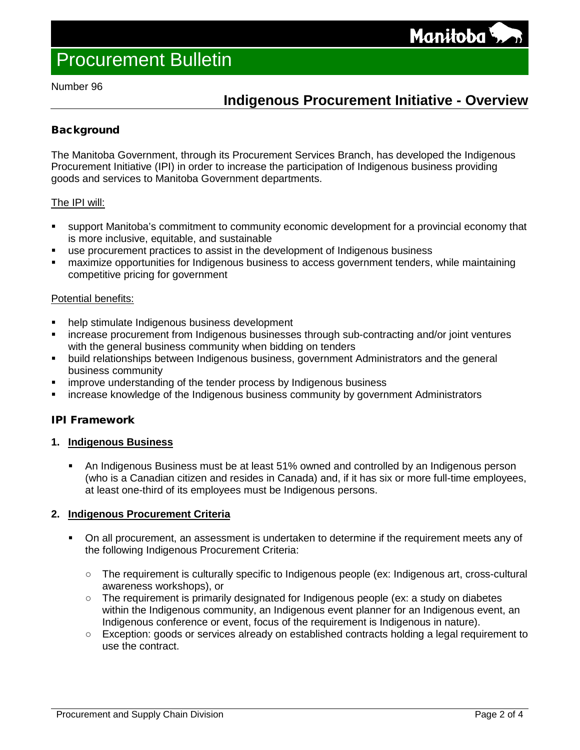# Procurement Bulletin

Number 96

## Indigenous Procurement Initiative - Overview

### Background

The Manitoba Government, through its Procurement Services Branch, has developed the Indigenous Procurement Initiative (IPI) in order to increase the participation of Indigenous business providing goods and services to Manitoba Government departments.

<u>The IPI will:</u>

- support Manitoba's commitment to community economic development for a provincial economy that is more inclusive, equitable, and sustainable
- use procurement practices to assist in the development of Indigenous business
- maximize opportunities for Indigenous business to access government tenders, while maintaining competitive pricing for government

<u>Potential benefits:</u>

- help stimulate Indigenous business development
- increase procurement from Indigenous businesses through sub-contracting and/or joint ventures with the general business community when bidding on tenders
- build relationships between Indigenous business, government Administrators and the general business community
- improve understanding of the tender process by Indigenous business
- increase knowledge of the Indigenous business community by government Administrators

### IPI Framework

**1. <u>Indigenous Business</u>**

- An Indigenous Business must be at least 51% owned and controlled by an Indigenous person (who is a Canadian citizen and resides in Canada) and, if it has six or more full-time employees, at least one-third of its employees must be Indigenous persons.

**2. <u>Indigenous Procurement Criteria</u>**

- On all procurement, an assessment is undertaken to determine if the requirement meets any of the following Indigenous Procurement Criteria:
  - The requirement is culturally specific to Indigenous people (ex: Indigenous art, cross-cultural awareness workshops), or
  - The requirement is primarily designated for Indigenous people (ex: a study on diabetes within the Indigenous community, an Indigenous event planner for an Indigenous event, an Indigenous conference or event, focus of the requirement is Indigenous in nature).
  - Exception: goods or services already on established contracts holding a legal requirement to use the contract.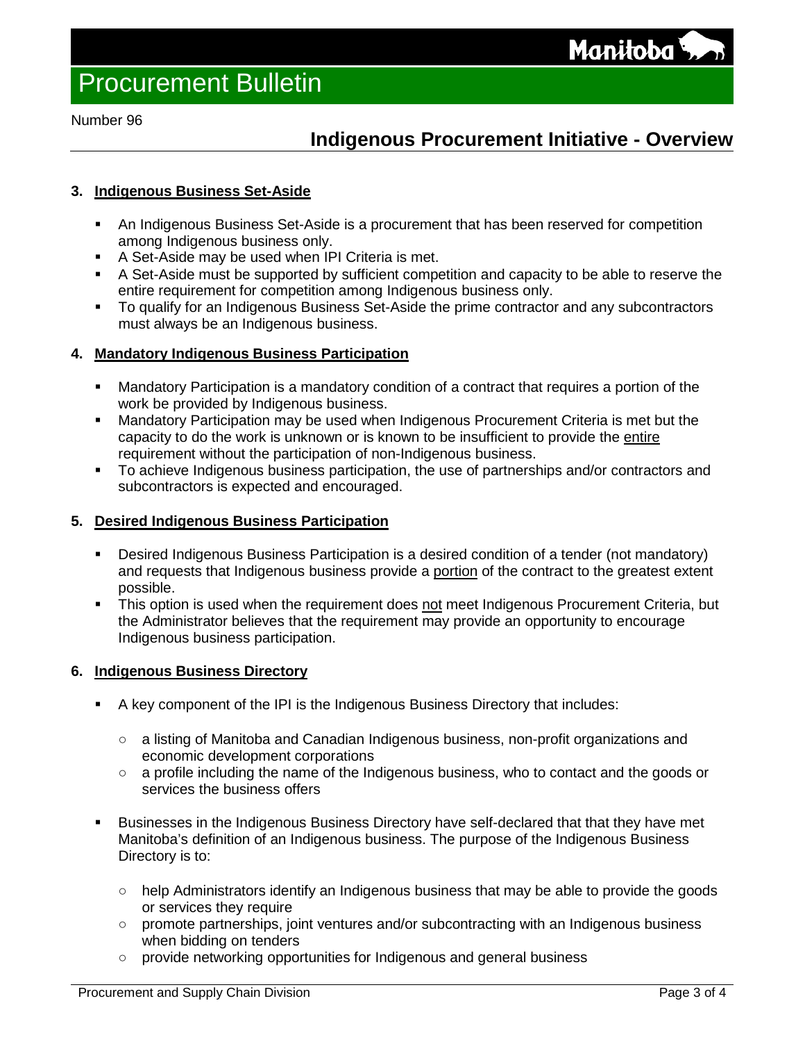### 3. Indigenous Business Set-Aside

- An Indigenous Business Set-Aside is a procurement that has been reserved for competition among Indigenous business only.
- A Set-Aside may be used when IPI Criteria is met.
- A Set-Aside must be supported by sufficient competition and capacity to be able to reserve the entire requirement for competition among Indigenous business only.
- To qualify for an Indigenous Business Set-Aside the prime contractor and any subcontractors must always be an Indigenous business.

### 4. Mandatory Indigenous Business Participation

- Mandatory Participation is a mandatory condition of a contract that requires a portion of the work be provided by Indigenous business.
- Mandatory Participation may be used when Indigenous Procurement Criteria is met but the capacity to do the work is unknown or is known to be insufficient to provide the <u>entire</u> requirement without the participation of non-Indigenous business.
- To achieve Indigenous business participation, the use of partnerships and/or contractors and subcontractors is expected and encouraged.

### 5. Desired Indigenous Business Participation

- Desired Indigenous Business Participation is a desired condition of a tender (not mandatory) and requests that Indigenous business provide a <u>portion</u> of the contract to the greatest extent possible.
- This option is used when the requirement does <u>not</u> meet Indigenous Procurement Criteria, but the Administrator believes that the requirement may provide an opportunity to encourage Indigenous business participation.

### 6. Indigenous Business Directory

- A key component of the IPI is the Indigenous Business Directory that includes:
  - a listing of Manitoba and Canadian Indigenous business, non-profit organizations and economic development corporations
  - a profile including the name of the Indigenous business, who to contact and the goods or services the business offers
- Businesses in the Indigenous Business Directory have self-declared that that they have met Manitoba's definition of an Indigenous business. The purpose of the Indigenous Business Directory is to:
  - help Administrators identify an Indigenous business that may be able to provide the goods or services they require
  - promote partnerships, joint ventures and/or subcontracting with an Indigenous business when bidding on tenders
  - provide networking opportunities for Indigenous and general business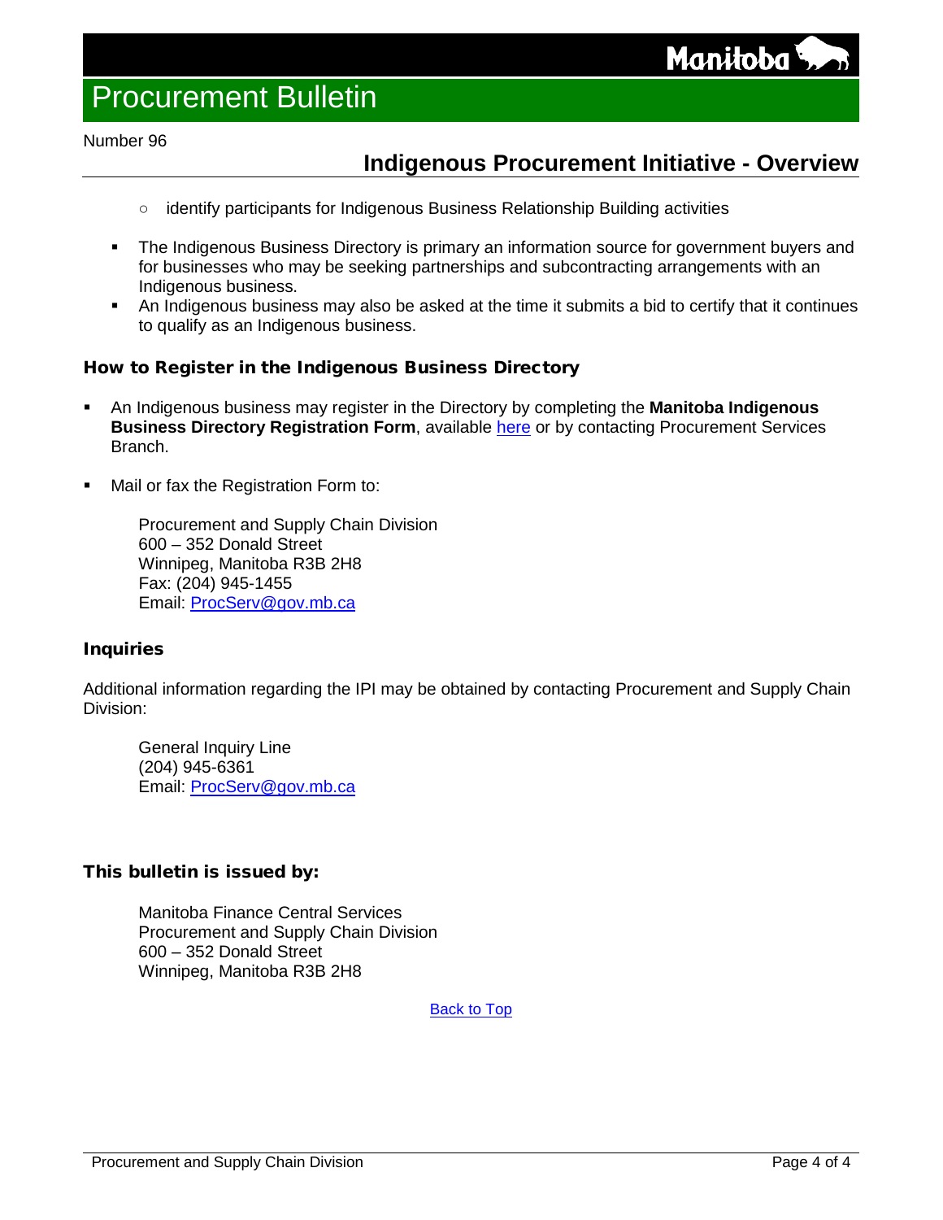- identify participants for Indigenous Business Relationship Building activities

- The Indigenous Business Directory is primary an information source for government buyers and for businesses who may be seeking partnerships and subcontracting arrangements with an Indigenous business.
- An Indigenous business may also be asked at the time it submits a bid to certify that it continues to qualify as an Indigenous business.

### How to Register in the Indigenous Business Directory

- An Indigenous business may register in the Directory by completing the **Manitoba Indigenous Business Directory Registration Form**, available here or by contacting Procurement Services Branch.

- Mail or fax the Registration Form to:

  Procurement and Supply Chain Division
  600 – 352 Donald Street
  Winnipeg, Manitoba R3B 2H8
  Fax: (204) 945-1455
  Email: ProcServ@gov.mb.ca

### Inquiries

Additional information regarding the IPI may be obtained by contacting Procurement and Supply Chain Division:

General Inquiry Line
(204) 945-6361
Email: ProcServ@gov.mb.ca

### This bulletin is issued by:

Manitoba Finance Central Services
Procurement and Supply Chain Division
600 – 352 Donald Street
Winnipeg, Manitoba R3B 2H8

Back to Top